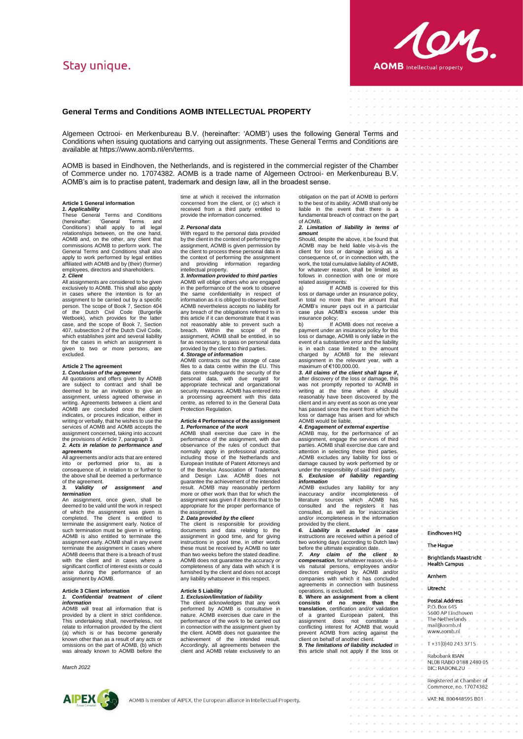Stay unique.

# General Terms and Conditions AOMB INTELLECTUAL PROPERTY

Algemeen Octrooi- en Merkenbureau B.V. (hereinafter: 'AOMB') uses the following General Terms and Conditions when issuing quotations and carrying out assignments. These General Terms and Conditions are available at https://www.aomb.nl/en/terms.

AOMB is based in Eindhoven, the Netherlands, and is registered in the commercial register of the Chamber of Commerce under no. 17074382. AOMB is a trade name of Algemeen Octrooi- en Merkenbureau B.V. AOMB's aim is to practise patent, trademark and design law, all in the broadest sense.

## Article 1 General information

***1. Applicability***

These General Terms and Conditions (hereinafter: 'General Terms and Conditions') shall apply to all legal relationships between, on the one hand, AOMB and, on the other, any client that commissions AOMB to perform work. The General Terms and Conditions shall also apply to work performed by legal entities affiliated with AOMB and by (their) (former) employees, directors and shareholders.

***2. Client***

All assignments are considered to be given exclusively to AOMB. This shall also apply in cases where the intention is for an assignment to be carried out by a specific person. The scope of Book 7, Section 404 of the Dutch Civil Code (Burgerlijk Wetboek), which provides for the latter case, and the scope of Book 7, Section 407, subsection 2 of the Dutch Civil Code, which establishes joint and several liability for the cases in which an assignment is given to two or more persons, are excluded.

## Article 2 The agreement

***1. Conclusion of the agreement***

All quotations and offers given by AOMB are subject to contract and shall be deemed to be an invitation to give an assignment, unless agreed otherwise in writing. Agreements between a client and AOMB are concluded once the client indicates, or procures indication, either in writing or verbally, that he wishes to use the services of AOMB and AOMB accepts the assignment concerned, taking into account the provisions of Article 7, paragraph 3.

***2. Acts in relation to performance and agreements***

All agreements and/or acts that are entered into or performed prior to, as a consequence of, in relation to or further to the above shall be deemed a performance of the agreement.

***3. Validity of assignment and termination***

An assignment, once given, shall be deemed to be valid until the work in respect of which the assignment was given is completed. The client is entitled to terminate the assignment early. Notice of such termination must be given in writing. AOMB is also entitled to terminate the assignment early. AOMB shall in any event terminate the assignment in cases where AOMB deems that there is a breach of trust with the client and in cases where a significant conflict of interest exists or could arise during the performance of an assignment by AOMB.

## Article 3 Client information

***1. Confidential treatment of client information***

AOMB will treat all information that is provided by a client in strict confidence. This undertaking shall, nevertheless, not relate to information provided by the client (a) which is or has become generally known other than as a result of any acts or omissions on the part of AOMB, (b) which was already known to AOMB before the time at which it received the information concerned from the client, or (c) which it received from a third party entitled to provide the information concerned.

***2. Personal data***

With regard to the personal data provided by the client in the context of performing the assignment, AOMB is given permission by the client to process these personal data in the context of performing the assignment and providing information regarding intellectual property.

***3. Information provided to third parties***

AOMB will oblige others who are engaged in the performance of the work to observe the same confidentiality in respect of information as it is obliged to observe itself. AOMB nevertheless accepts no liability for any breach of the obligations referred to in this article if it can demonstrate that it was not reasonably able to prevent such a breach. Within the scope of the assignment, AOMB shall be entitled, in so far as necessary, to pass on personal data provided by the client to third parties.

***4. Storage of information***

AOMB contracts out the storage of case files to a data centre within the EU. This data centre safeguards the security of the personal data, with due regard for appropriate technical and organizational security measures. AOMB has entered into a processing agreement with this data centre, as referred to in the General Data Protection Regulation.

## Article 4 Performance of the assignment

***1. Performance of the work***

AOMB shall exercise due care in the performance of the assignment, with due observance of the rules of conduct that normally apply in professional practice, including those of the Netherlands and European Institute of Patent Attorneys and of the Benelux Association of Trademark and Design Law. AOMB does not guarantee the achievement of the intended result. AOMB may reasonably perform more or other work than that for which the assignment was given if it deems that to be appropriate for the proper performance of the assignment.

***2. Data provided by the client***

The client is responsible for providing documents and data relating to the assignment in good time, and for giving instructions in good time, in other words these must be received by AOMB no later than two weeks before the stated deadline. AOMB does not guarantee the accuracy or completeness of any data with which it is furnished by the client and does not accept any liability whatsoever in this respect.

## Article 5 Liability

***1. Exclusion/limitation of liability***

The client acknowledges that any work performed by AOMB is consultative in nature. AOMB exercises due care in the performance of the work to be carried out in connection with the assignment given by the client. AOMB does not guarantee the achievement of the intended result. Accordingly, all agreements between the client and AOMB relate exclusively to an obligation on the part of AOMB to perform to the best of its ability. AOMB shall only be liable in the event that there is a fundamental breach of contract on the part of AOMB.

***2. Limitation of liability in terms of amount***

Should, despite the above, it be found that AOMB may be held liable vis-à-vis the client for loss or damage arising as a consequence of, or in connection with, the work, the total cumulative liability of AOMB, for whatever reason, shall be limited as follows in connection with one or more related assignments:

a) If AOMB is covered for this loss or damage under an insurance policy, in total no more than the amount that AOMB's insurer pays out in a particular case plus AOMB's excess under this insurance policy;

b) If AOMB does not receive a payment under an insurance policy for this loss or damage, AOMB is only liable in the event of a substantive error and the liability is in each case limited to the amount charged by AOMB for the relevant assignment in the relevant year, with a maximum of €100,000.00.

***3. All claims of the client shall lapse if***, after discovery of the loss or damage, this was not promptly reported to AOMB in writing at the time when it should reasonably have been discovered by the client and in any event as soon as one year has passed since the event from which the loss or damage has arisen and for which AOMB would be liable.

***4. Engagement of external expertise***

AOMB may, for the performance of an assignment, engage the services of third parties. AOMB shall exercise due care and attention in selecting these third parties. AOMB excludes any liability for loss or damage caused by work performed by or under the responsibility of said third party.

***5. Exclusion of liability regarding information***

AOMB excludes any liability for any inaccuracy and/or incompleteness of literature sources which AOMB has consulted and the registers it has consulted, as well as for inaccuracies and/or incompleteness in the information provided by the client.

***6. Liability is excluded in case*** instructions are received within a period of two working days (according to Dutch law) before the ultimate expiration date.

***7. Any claim of the client to compensation***, for whatever reason, vis-à-vis natural persons, employees and/or directors employed by AOMB and/or companies with which it has concluded agreements in connection with business operations, is excluded.

**8. When an assignment from a client consists of no more than the translation**, certification and/or validation of a granted European patent, this assignment does not constitute a conflicting interest for AOMB that would prevent AOMB from acting against the client on behalf of another client.

***9. The limitations of liability included*** in this article shall not apply if the loss or

March 2022

AOMB is member of AIPEX, the European alliance in Intellectual Property.

Eindhoven HQ
The Hague
Brightlands Maastricht Health Campus
Arnhem
Utrecht

Postal Address
P.O. Box 645
5600 AP Eindhoven
The Netherlands
mail@aomb.nl
www.aomb.nl

T +31(0)40 243 3715

Rabobank IBAN
NL08 RABO 0188 2480 05
BIC: RABONL2U

Registered at Chamber of Commerce, no. 17074382

VAT: NL 800448595 B01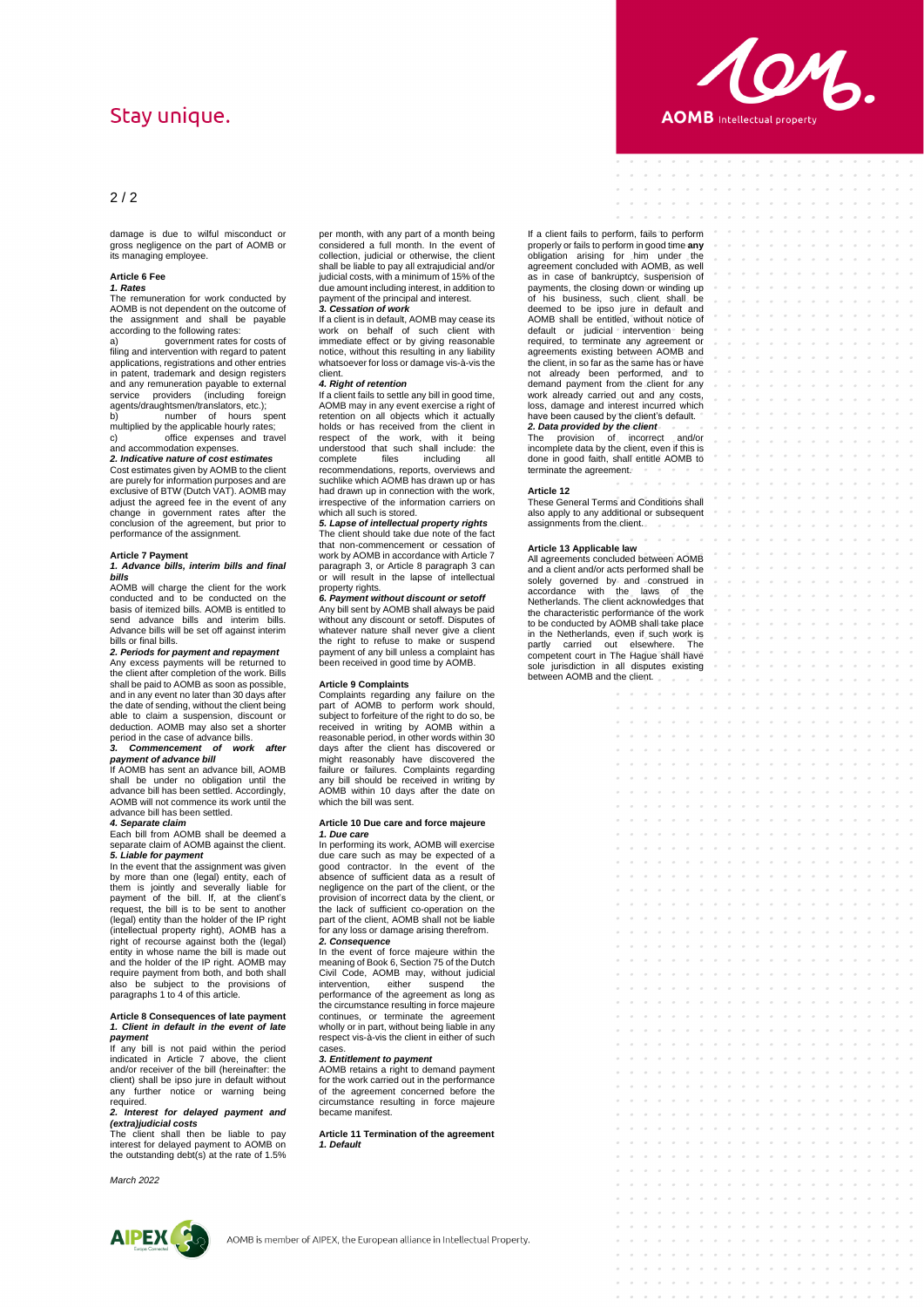damage is due to wilful misconduct or gross negligence on the part of AOMB or its managing employee.

**Article 6 Fee**

***1. Rates***

The remuneration for work conducted by AOMB is not dependent on the outcome of the assignment and shall be payable according to the following rates:

a) government rates for costs of filing and intervention with regard to patent applications, registrations and other entries in patent, trademark and design registers and any remuneration payable to external service providers (including foreign agents/draughtsmen/translators, etc.);

b) number of hours spent multiplied by the applicable hourly rates;

c) office expenses and travel and accommodation expenses.

***2. Indicative nature of cost estimates***

Cost estimates given by AOMB to the client are purely for information purposes and are exclusive of BTW (Dutch VAT). AOMB may adjust the agreed fee in the event of any change in government rates after the conclusion of the agreement, but prior to performance of the assignment.

**Article 7 Payment**

***1. Advance bills, interim bills and final bills***

AOMB will charge the client for the work conducted and to be conducted on the basis of itemized bills. AOMB is entitled to send advance bills and interim bills. Advance bills will be set off against interim bills or final bills.

***2. Periods for payment and repayment***

Any excess payments will be returned to the client after completion of the work. Bills shall be paid to AOMB as soon as possible, and in any event no later than 30 days after the date of sending, without the client being able to claim a suspension, discount or deduction. AOMB may also set a shorter period in the case of advance bills.

***3. Commencement of work after payment of advance bill***

If AOMB has sent an advance bill, AOMB shall be under no obligation until the advance bill has been settled. Accordingly, AOMB will not commence its work until the advance bill has been settled.

***4. Separate claim***

Each bill from AOMB shall be deemed a separate claim of AOMB against the client.

***5. Liable for payment***

In the event that the assignment was given by more than one (legal) entity, each of them is jointly and severally liable for payment of the bill. If, at the client's request, the bill is to be sent to another (legal) entity than the holder of the IP right (intellectual property right), AOMB has a right of recourse against both the (legal) entity in whose name the bill is made out and the holder of the IP right. AOMB may require payment from both, and both shall also be subject to the provisions of paragraphs 1 to 4 of this article.

**Article 8 Consequences of late payment**

***1. Client in default in the event of late payment***

If any bill is not paid within the period indicated in Article 7 above, the client and/or receiver of the bill (hereinafter: the client) shall be ipso jure in default without any further notice or warning being required.

***2. Interest for delayed payment and (extra)judicial costs***

The client shall then be liable to pay interest for delayed payment to AOMB on the outstanding debt(s) at the rate of 1.5% per month, with any part of a month being considered a full month. In the event of collection, judicial or otherwise, the client shall be liable to pay all extrajudicial and/or judicial costs, with a minimum of 15% of the due amount including interest, in addition to payment of the principal and interest.

***3. Cessation of work***

If a client is in default, AOMB may cease its work on behalf of such client with immediate effect or by giving reasonable notice, without this resulting in any liability whatsoever for loss or damage vis-à-vis the client.

***4. Right of retention***

If a client fails to settle any bill in good time, AOMB may in any event exercise a right of retention on all objects which it actually holds or has received from the client in respect of the work, with it being understood that such shall include: the complete files including all recommendations, reports, overviews and suchlike which AOMB has drawn up or has had drawn up in connection with the work, irrespective of the information carriers on which all such is stored.

***5. Lapse of intellectual property rights***

The client should take due note of the fact that non-commencement or cessation of work by AOMB in accordance with Article 7 paragraph 3, or Article 8 paragraph 3 can or will result in the lapse of intellectual property rights.

***6. Payment without discount or setoff***

Any bill sent by AOMB shall always be paid without any discount or setoff. Disputes of whatever nature shall never give a client the right to refuse to make or suspend payment of any bill unless a complaint has been received in good time by AOMB.

**Article 9 Complaints**

Complaints regarding any failure on the part of AOMB to perform work should, subject to forfeiture of the right to do so, be received in writing by AOMB within a reasonable period, in other words within 30 days after the client has discovered or might reasonably have discovered the failure or failures. Complaints regarding any bill should be received in writing by AOMB within 10 days after the date on which the bill was sent.

**Article 10 Due care and force majeure**

***1. Due care***

In performing its work, AOMB will exercise due care such as may be expected of a good contractor. In the event of the absence of sufficient data as a result of negligence on the part of the client, or the provision of incorrect data by the client, or the lack of sufficient co-operation on the part of the client, AOMB shall not be liable for any loss or damage arising therefrom.

***2. Consequence***

In the event of force majeure within the meaning of Book 6, Section 75 of the Dutch Civil Code, AOMB may, without judicial intervention, either suspend the performance of the agreement as long as the circumstance resulting in force majeure continues, or terminate the agreement wholly or in part, without being liable in any respect vis-à-vis the client in either of such cases.

***3. Entitlement to payment***

AOMB retains a right to demand payment for the work carried out in the performance of the agreement concerned before the circumstance resulting in force majeure became manifest.

**Article 11 Termination of the agreement**

***1. Default***

If a client fails to perform, fails to perform properly or fails to perform in good time **any** obligation arising for him under the agreement concluded with AOMB, as well as in case of bankruptcy, suspension of payments, the closing down or winding up of his business, such client shall be deemed to be ipso jure in default and AOMB shall be entitled, without notice of default or judicial intervention being required, to terminate any agreement or agreements existing between AOMB and the client, in so far as the same has or have not already been performed, and to demand payment from the client for any work already carried out and any costs, loss, damage and interest incurred which have been caused by the client's default.

***2. Data provided by the client***

The provision of incorrect and/or incomplete data by the client, even if this is done in good faith, shall entitle AOMB to terminate the agreement.

**Article 12**

These General Terms and Conditions shall also apply to any additional or subsequent assignments from the client.

**Article 13 Applicable law**

All agreements concluded between AOMB and a client and/or acts performed shall be solely governed by and construed in accordance with the laws of the Netherlands. The client acknowledges that the characteristic performance of the work to be conducted by AOMB shall take place in the Netherlands, even if such work is partly carried out elsewhere. The competent court in The Hague shall have sole jurisdiction in all disputes existing between AOMB and the client.

*March 2022*